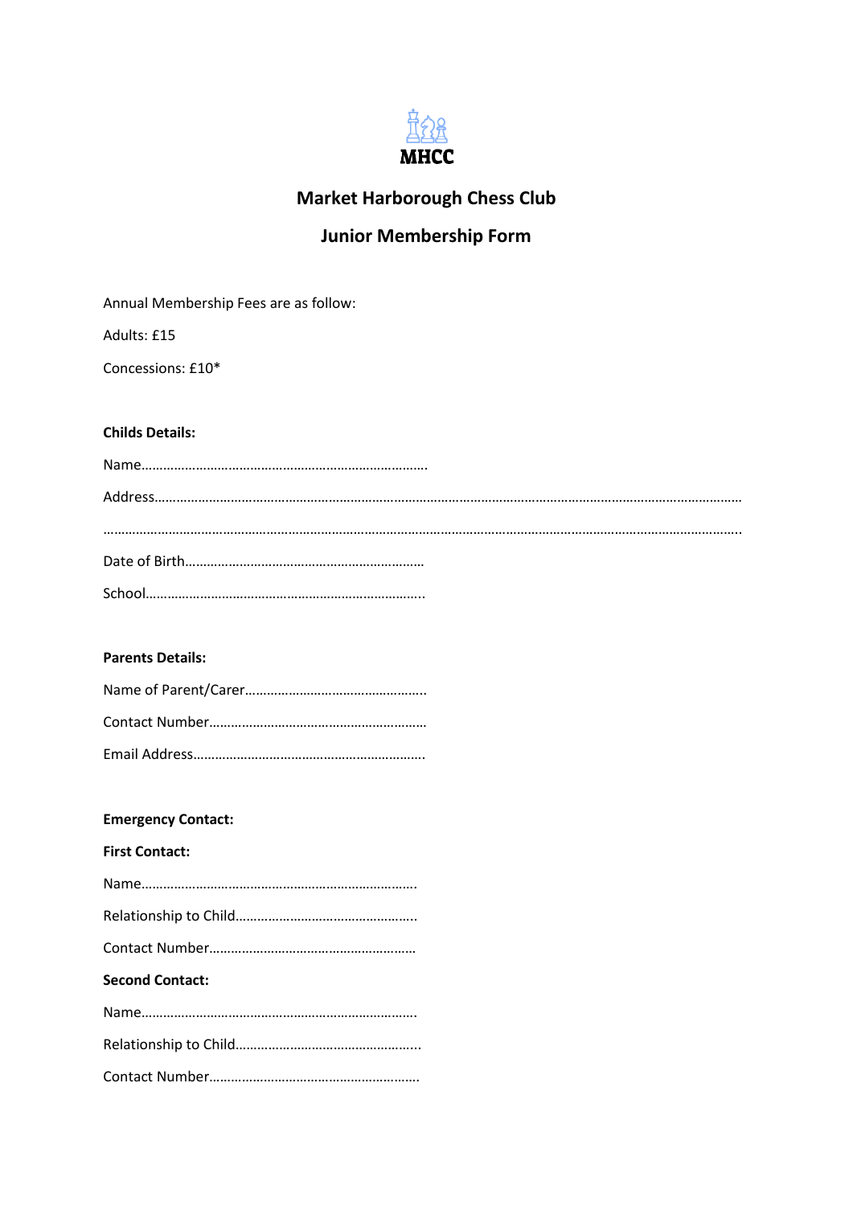MHCC

# Market Harborough Chess Club

## Junior Membership Form

Annual Membership Fees are as follow:

Adults: £15

Concessions: £10*

**Childs Details:**

Name…………………………………………………………………….

Address……………………………………………………………………………………………………………………………………………

………………………………………………………………………………………………………………………………………………………..

Date of Birth…………………………………………………………

School…………………………………………………………………..

**Parents Details:**

Name of Parent/Carer…………………………………………..

Contact Number…………………………………………………

Email Address……………………………………………………..

**Emergency Contact:**

**First Contact:**

Name…………………………………………………………………..

Relationship to Child…………………………………………..

Contact Number…………………………………………………

**Second Contact:**

Name…………………………………………………………………..

Relationship to Child…………………………………………...

Contact Number………………………………………………….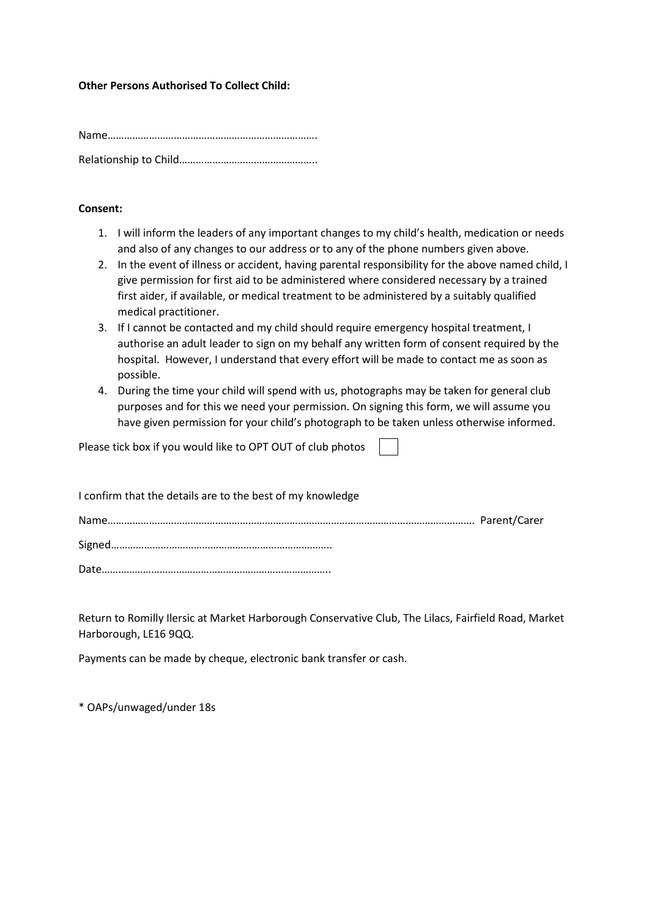**Other Persons Authorised To Collect Child:**

Name…………………………………………………………………

Relationship to Child…………………………………………

**Consent:**

1. I will inform the leaders of any important changes to my child's health, medication or needs and also of any changes to our address or to any of the phone numbers given above.
2. In the event of illness or accident, having parental responsibility for the above named child, I give permission for first aid to be administered where considered necessary by a trained first aider, if available, or medical treatment to be administered by a suitably qualified medical practitioner.
3. If I cannot be contacted and my child should require emergency hospital treatment, I authorise an adult leader to sign on my behalf any written form of consent required by the hospital. However, I understand that every effort will be made to contact me as soon as possible.
4. During the time your child will spend with us, photographs may be taken for general club purposes and for this we need your permission. On signing this form, we will assume you have given permission for your child's photograph to be taken unless otherwise informed.

Please tick box if you would like to OPT OUT of club photos ☐

I confirm that the details are to the best of my knowledge

Name…………………………………………………………………………………………………………… Parent/Carer

Signed……………………………………………………………………

Date………………………………………………………………………

Return to Romilly Ilersic at Market Harborough Conservative Club, The Lilacs, Fairfield Road, Market Harborough, LE16 9QQ.

Payments can be made by cheque, electronic bank transfer or cash.

* OAPs/unwaged/under 18s